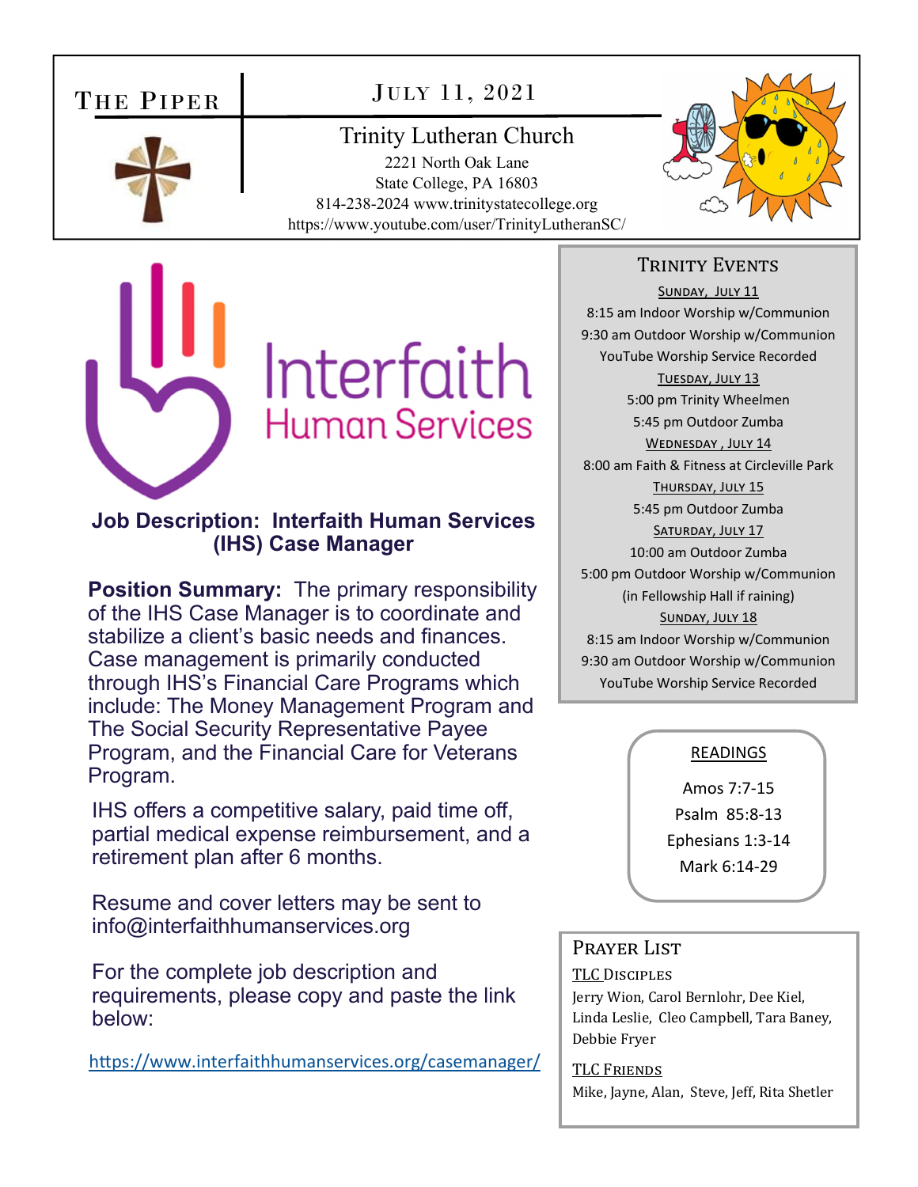# The Piper

**July 11, 2021**

**Trinity Lutheran Church**
2221 North Oak Lane
State College, PA 16803
814-238-2024 www.trinitystatecollege.org
https://www.youtube.com/user/TrinityLutheranSC/

Interfaith
Human Services

## Job Description: Interfaith Human Services (IHS) Case Manager

**Position Summary:** The primary responsibility of the IHS Case Manager is to coordinate and stabilize a client's basic needs and finances. Case management is primarily conducted through IHS's Financial Care Programs which include: The Money Management Program and The Social Security Representative Payee Program, and the Financial Care for Veterans Program.

IHS offers a competitive salary, paid time off, partial medical expense reimbursement, and a retirement plan after 6 months.

Resume and cover letters may be sent to info@interfaithhumanservices.org

For the complete job description and requirements, please copy and paste the link below:

https://www.interfaithhumanservices.org/casemanager/

## Trinity Events

**Sunday, July 11**
8:15 am Indoor Worship w/Communion
9:30 am Outdoor Worship w/Communion
YouTube Worship Service Recorded

**Tuesday, July 13**
5:00 pm Trinity Wheelmen
5:45 pm Outdoor Zumba

**Wednesday , July 14**
8:00 am Faith & Fitness at Circleville Park

**Thursday, July 15**
5:45 pm Outdoor Zumba

**Saturday, July 17**
10:00 am Outdoor Zumba
5:00 pm Outdoor Worship w/Communion
(in Fellowship Hall if raining)

**Sunday, July 18**
8:15 am Indoor Worship w/Communion
9:30 am Outdoor Worship w/Communion
YouTube Worship Service Recorded

## Readings

Amos 7:7-15
Psalm 85:8-13
Ephesians 1:3-14
Mark 6:14-29

## Prayer List

**TLC Disciples**
Jerry Wion, Carol Bernlohr, Dee Kiel, Linda Leslie, Cleo Campbell, Tara Baney, Debbie Fryer

**TLC Friends**
Mike, Jayne, Alan, Steve, Jeff, Rita Shetler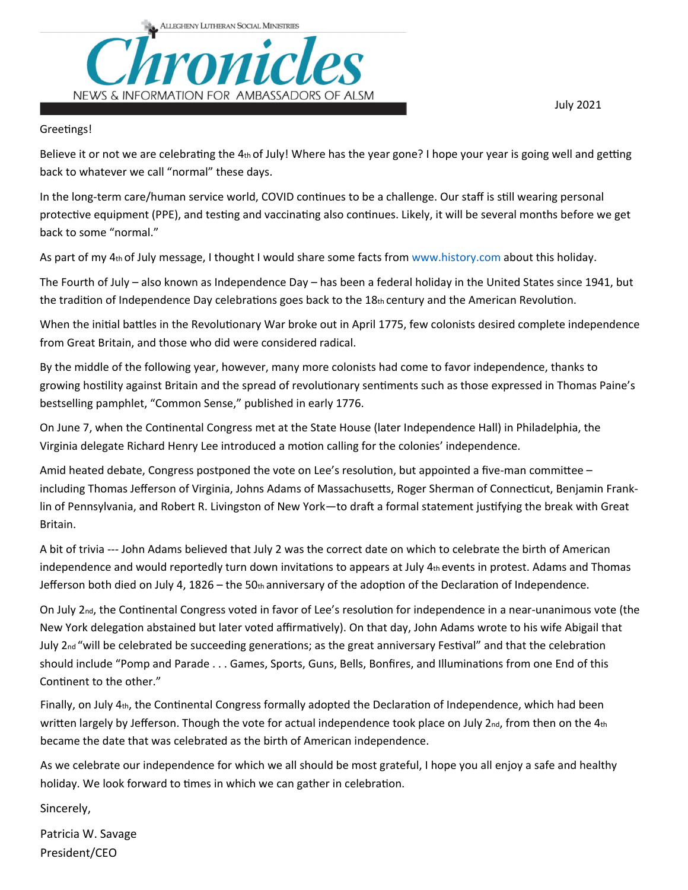ALLEGHENY LUTHERAN SOCIAL MINISTRIES

# Chronicles

NEWS & INFORMATION FOR AMBASSADORS OF ALSM

July 2021

Greetings!

Believe it or not we are celebrating the 4th of July! Where has the year gone? I hope your year is going well and getting back to whatever we call "normal" these days.

In the long-term care/human service world, COVID continues to be a challenge. Our staff is still wearing personal protective equipment (PPE), and testing and vaccinating also continues. Likely, it will be several months before we get back to some "normal."

As part of my 4th of July message, I thought I would share some facts from www.history.com about this holiday.

The Fourth of July – also known as Independence Day – has been a federal holiday in the United States since 1941, but the tradition of Independence Day celebrations goes back to the 18th century and the American Revolution.

When the initial battles in the Revolutionary War broke out in April 1775, few colonists desired complete independence from Great Britain, and those who did were considered radical.

By the middle of the following year, however, many more colonists had come to favor independence, thanks to growing hostility against Britain and the spread of revolutionary sentiments such as those expressed in Thomas Paine's bestselling pamphlet, "Common Sense," published in early 1776.

On June 7, when the Continental Congress met at the State House (later Independence Hall) in Philadelphia, the Virginia delegate Richard Henry Lee introduced a motion calling for the colonies' independence.

Amid heated debate, Congress postponed the vote on Lee's resolution, but appointed a five-man committee – including Thomas Jefferson of Virginia, Johns Adams of Massachusetts, Roger Sherman of Connecticut, Benjamin Franklin of Pennsylvania, and Robert R. Livingston of New York—to draft a formal statement justifying the break with Great Britain.

A bit of trivia --- John Adams believed that July 2 was the correct date on which to celebrate the birth of American independence and would reportedly turn down invitations to appears at July 4th events in protest. Adams and Thomas Jefferson both died on July 4, 1826 – the 50th anniversary of the adoption of the Declaration of Independence.

On July 2nd, the Continental Congress voted in favor of Lee's resolution for independence in a near-unanimous vote (the New York delegation abstained but later voted affirmatively). On that day, John Adams wrote to his wife Abigail that July 2nd "will be celebrated be succeeding generations; as the great anniversary Festival" and that the celebration should include "Pomp and Parade . . . Games, Sports, Guns, Bells, Bonfires, and Illuminations from one End of this Continent to the other."

Finally, on July 4th, the Continental Congress formally adopted the Declaration of Independence, which had been written largely by Jefferson. Though the vote for actual independence took place on July 2nd, from then on the 4th became the date that was celebrated as the birth of American independence.

As we celebrate our independence for which we all should be most grateful, I hope you all enjoy a safe and healthy holiday. We look forward to times in which we can gather in celebration.

Sincerely,

Patricia W. Savage
President/CEO